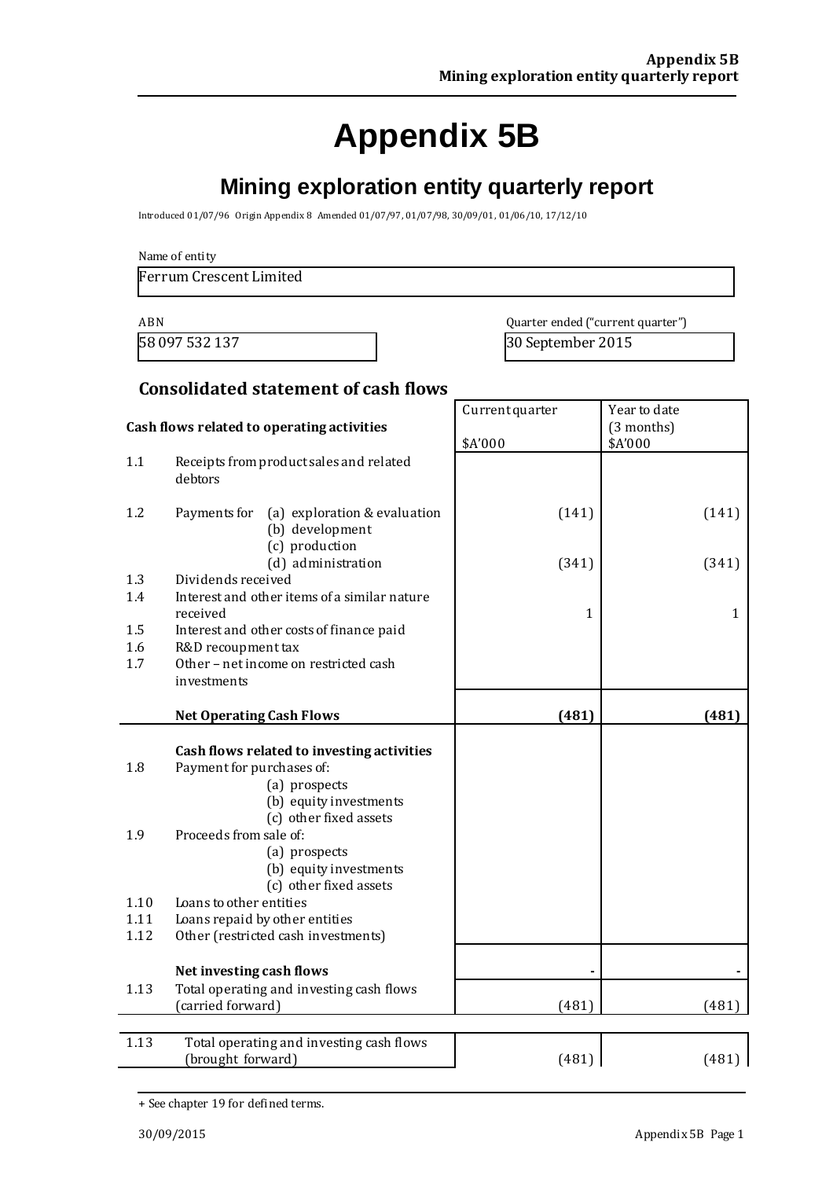# Appendix 5B

## Mining exploration entity quarterly report

Introduced 01/07/96 Origin Appendix 8 Amended 01/07/97, 01/07/98, 30/09/01, 01/06/10, 17/12/10

Name of entity

Ferrum Crescent Limited

| ABN | Quarter ended ("current quarter") |
|---|---|
| 58 097 532 137 | 30 September 2015 |

### Consolidated statement of cash flows

| | Cash flows related to operating activities | Current quarter $A'000 | Year to date (3 months) $A'000 |
|---|---|---|---|
| 1.1 | Receipts from product sales and related debtors | | |
| 1.2 | Payments for (a) exploration & evaluation | (141) | (141) |
| | (b) development | | |
| | (c) production | | |
| | (d) administration | (341) | (341) |
| 1.3 | Dividends received | | |
| 1.4 | Interest and other items of a similar nature received | 1 | 1 |
| 1.5 | Interest and other costs of finance paid | | |
| 1.6 | R&D recoupment tax | | |
| 1.7 | Other – net income on restricted cash investments | | |
| | **Net Operating Cash Flows** | **(481)** | **(481)** |
| | **Cash flows related to investing activities** | | |
| 1.8 | Payment for purchases of: (a) prospects | | |
| | (b) equity investments | | |
| | (c) other fixed assets | | |
| 1.9 | Proceeds from sale of: (a) prospects | | |
| | (b) equity investments | | |
| | (c) other fixed assets | | |
| 1.10 | Loans to other entities | | |
| 1.11 | Loans repaid by other entities | | |
| 1.12 | Other (restricted cash investments) | | |
| | **Net investing cash flows** | - | - |
| 1.13 | Total operating and investing cash flows (carried forward) | (481) | (481) |

| | | | |
|---|---|---|---|
| 1.13 | Total operating and investing cash flows (brought forward) | (481) | (481) |

+ See chapter 19 for defined terms.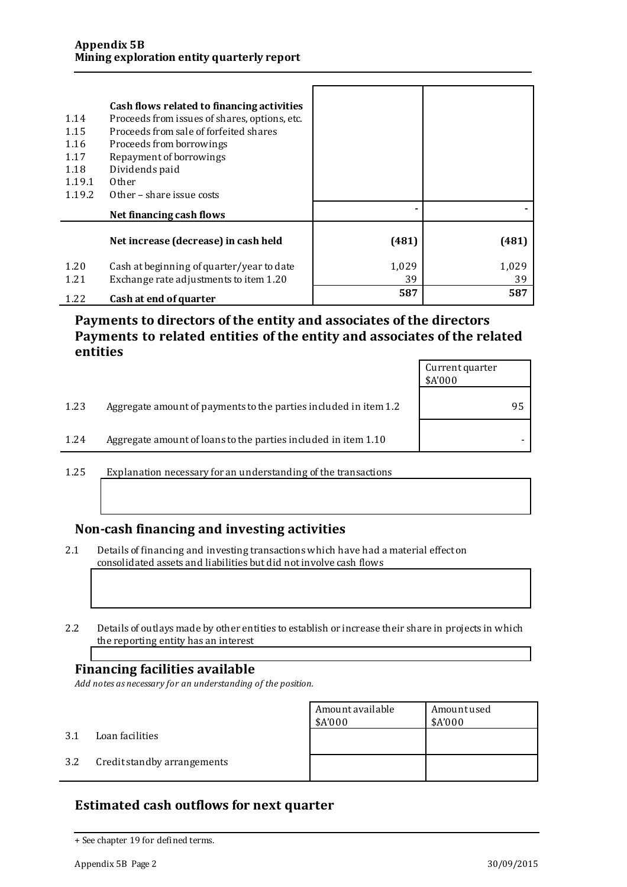| | Cash flows related to financing activities | | |
|---|---|---|---|
| 1.14 | Proceeds from issues of shares, options, etc. | | |
| 1.15 | Proceeds from sale of forfeited shares | | |
| 1.16 | Proceeds from borrowings | | |
| 1.17 | Repayment of borrowings | | |
| 1.18 | Dividends paid | | |
| 1.19.1 | Other | | |
| 1.19.2 | Other – share issue costs | | |
| | **Net financing cash flows** | - | - |
| | **Net increase (decrease) in cash held** | **(481)** | **(481)** |
| 1.20 | Cash at beginning of quarter/year to date | 1,029 | 1,029 |
| 1.21 | Exchange rate adjustments to item 1.20 | 39 | 39 |
| 1.22 | **Cash at end of quarter** | **587** | **587** |

## Payments to directors of the entity and associates of the directors Payments to related entities of the entity and associates of the related entities

| | | Current quarter $A'000 |
|---|---|---|
| 1.23 | Aggregate amount of payments to the parties included in item 1.2 | 95 |
| 1.24 | Aggregate amount of loans to the parties included in item 1.10 | - |

1.25 Explanation necessary for an understanding of the transactions

## Non-cash financing and investing activities

2.1 Details of financing and investing transactions which have had a material effect on consolidated assets and liabilities but did not involve cash flows

2.2 Details of outlays made by other entities to establish or increase their share in projects in which the reporting entity has an interest

## Financing facilities available

*Add notes as necessary for an understanding of the position.*

| | | Amount available $A'000 | Amount used $A'000 |
|---|---|---|---|
| 3.1 | Loan facilities | | |
| 3.2 | Credit standby arrangements | | |

## Estimated cash outflows for next quarter

+ See chapter 19 for defined terms.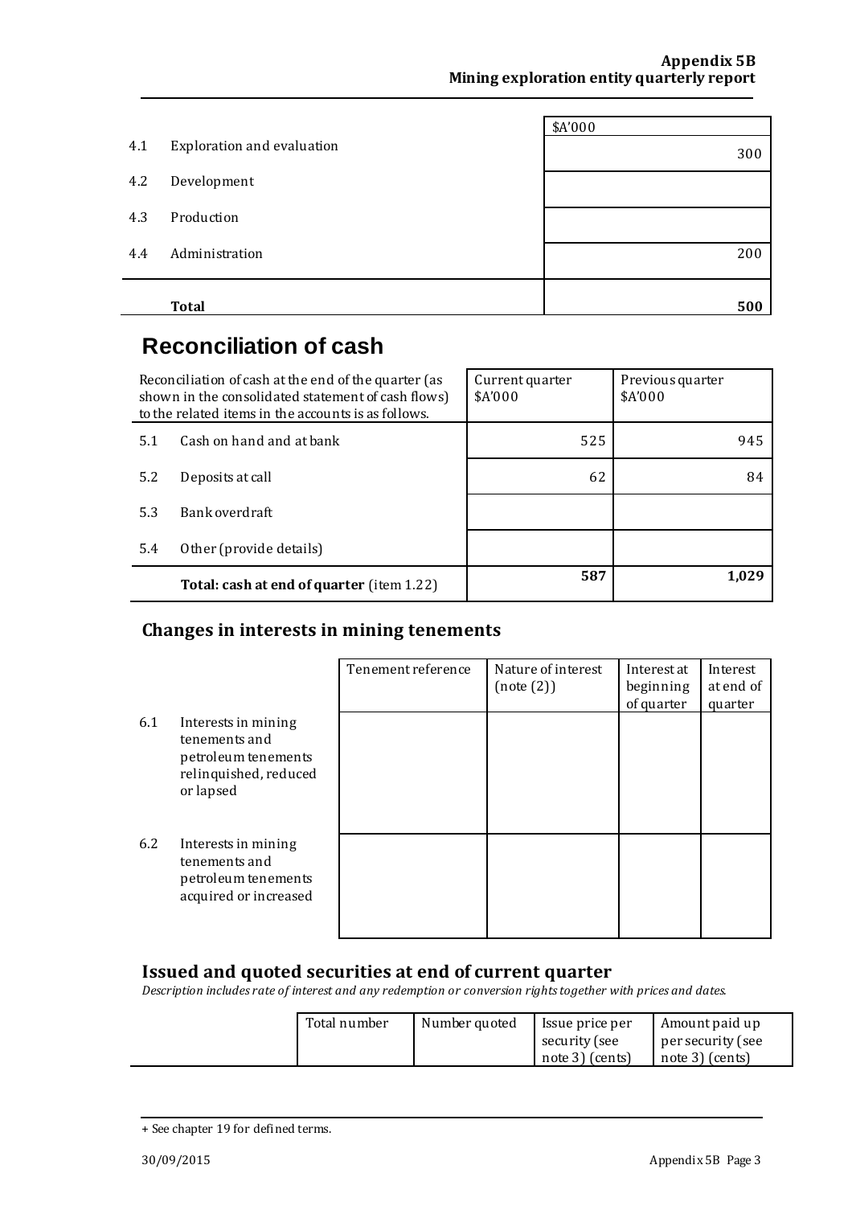| | | $A'000 |
|---|---|---|
| 4.1 | Exploration and evaluation | 300 |
| 4.2 | Development | |
| 4.3 | Production | |
| 4.4 | Administration | 200 |
| | **Total** | **500** |

# Reconciliation of cash

| Reconciliation of cash at the end of the quarter (as shown in the consolidated statement of cash flows) to the related items in the accounts is as follows. | | Current quarter $A'000 | Previous quarter $A'000 |
|---|---|---|---|
| 5.1 | Cash on hand and at bank | 525 | 945 |
| 5.2 | Deposits at call | 62 | 84 |
| 5.3 | Bank overdraft | | |
| 5.4 | Other (provide details) | | |
| | **Total: cash at end of quarter** (item 1.22) | **587** | **1,029** |

## Changes in interests in mining tenements

| | | Tenement reference | Nature of interest (note (2)) | Interest at beginning of quarter | Interest at end of quarter |
|---|---|---|---|---|---|
| 6.1 | Interests in mining tenements and petroleum tenements relinquished, reduced or lapsed | | | | |
| 6.2 | Interests in mining tenements and petroleum tenements acquired or increased | | | | |

## Issued and quoted securities at end of current quarter

*Description includes rate of interest and any redemption or conversion rights together with prices and dates.*

| | Total number | Number quoted | Issue price per security (see note 3) (cents) | Amount paid up per security (see note 3) (cents) |
|---|---|---|---|---|

+ See chapter 19 for defined terms.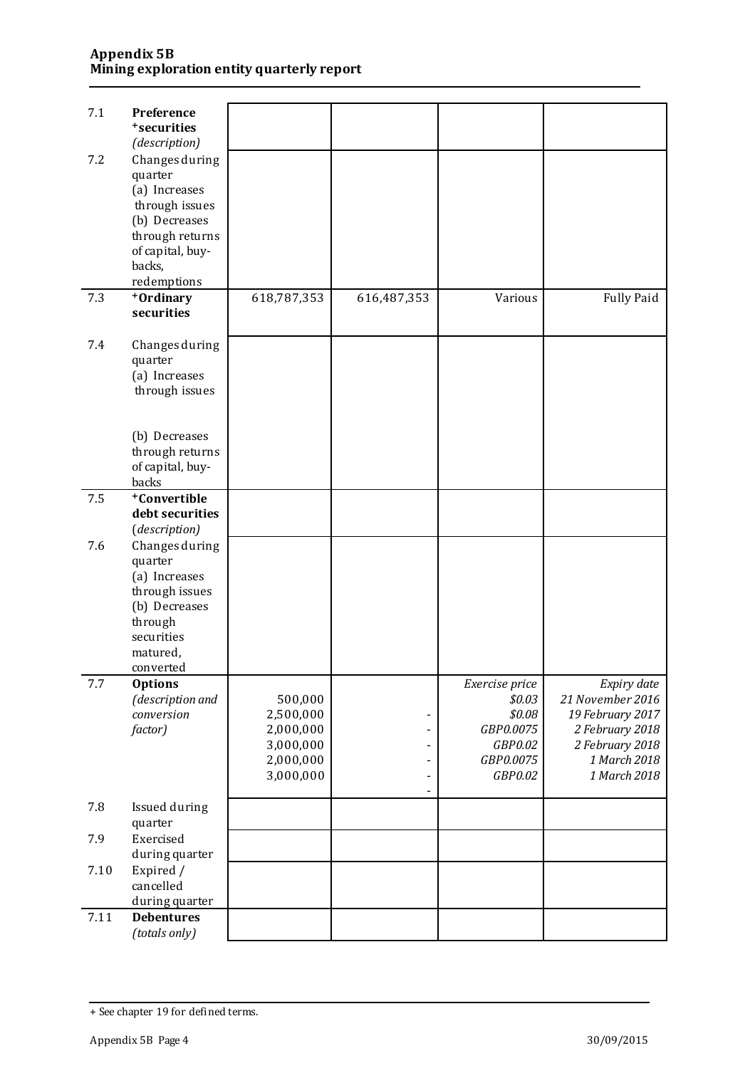| | | | | | |
|---|---|---|---|---|---|
| 7.1 | **Preference +securities** *(description)* | | | | |
| 7.2 | Changes during quarter (a) Increases through issues (b) Decreases through returns of capital, buy-backs, redemptions | | | | |
| 7.3 | **+Ordinary securities** | 618,787,353 | 616,487,353 | Various | Fully Paid |
| 7.4 | Changes during quarter (a) Increases through issues (b) Decreases through returns of capital, buy-backs | | | | |
| 7.5 | **+Convertible debt securities** *(description)* | | | | |
| 7.6 | Changes during quarter (a) Increases through issues (b) Decreases through securities matured, converted | | | | |
| 7.7 | **Options** *(description and conversion factor)* | 500,000<br>2,500,000<br>2,000,000<br>3,000,000<br>2,000,000<br>3,000,000 | -<br>-<br>-<br>-<br>-<br>- | *Exercise price*<br>*$0.03*<br>*$0.08*<br>*GBP0.0075*<br>*GBP0.02*<br>*GBP0.0075*<br>*GBP0.02* | *Expiry date*<br>*21 November 2016*<br>*19 February 2017*<br>*2 February 2018*<br>*2 February 2018*<br>*1 March 2018*<br>*1 March 2018* |
| 7.8 | Issued during quarter | | | | |
| 7.9 | Exercised during quarter | | | | |
| 7.10 | Expired / cancelled during quarter | | | | |
| 7.11 | **Debentures** *(totals only)* | | | | |

+ See chapter 19 for defined terms.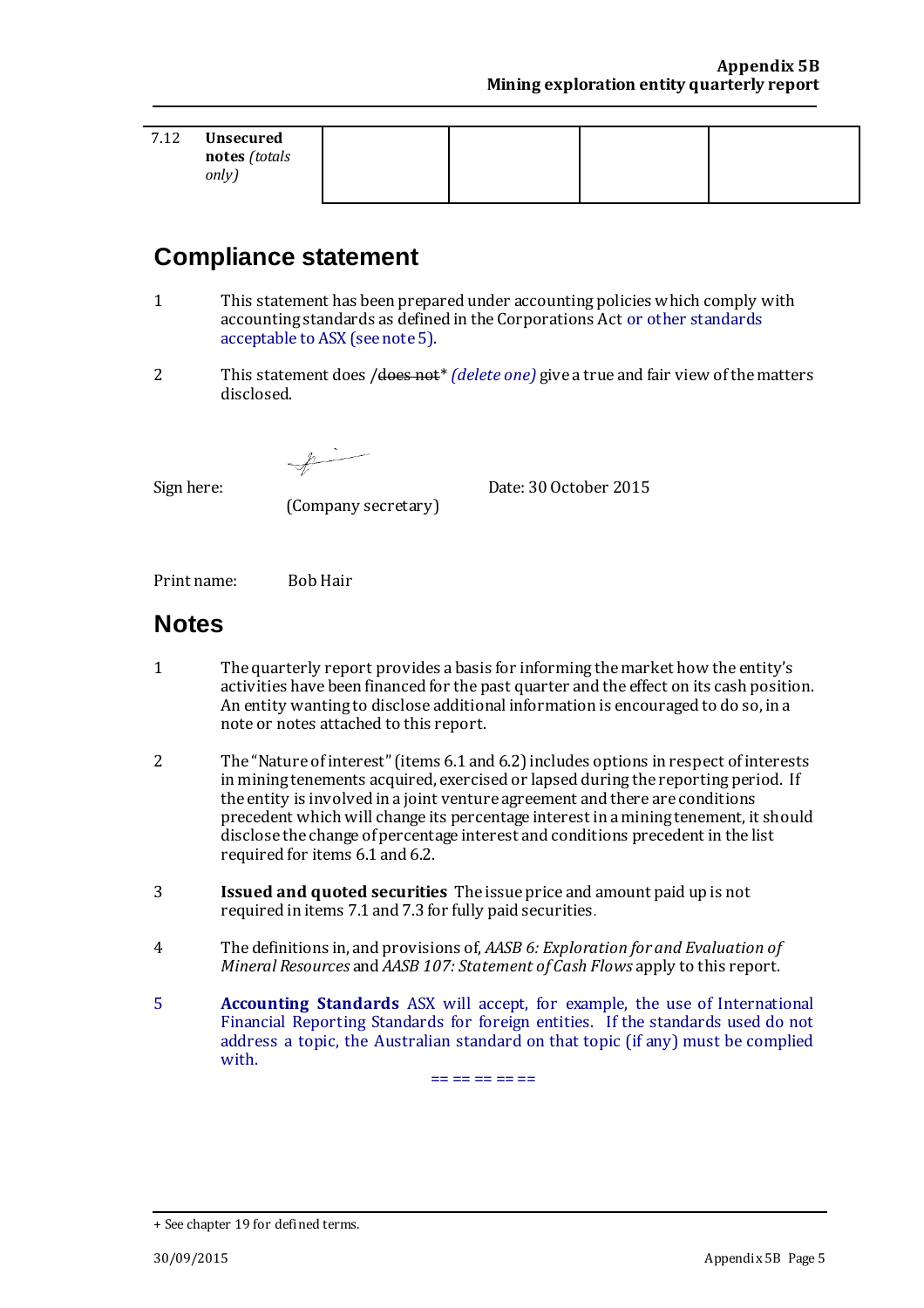| | | | | |
|---|---|---|---|---|
| 7.12 **Unsecured notes** *(totals only)* | | | | |

## Compliance statement

1 This statement has been prepared under accounting policies which comply with accounting standards as defined in the Corporations Act or other standards acceptable to ASX (see note 5).

2 This statement does /~~does not~~* *(delete one)* give a true and fair view of the matters disclosed.

Sign here: (Company secretary) Date: 30 October 2015

Print name: Bob Hair

## Notes

1 The quarterly report provides a basis for informing the market how the entity's activities have been financed for the past quarter and the effect on its cash position. An entity wanting to disclose additional information is encouraged to do so, in a note or notes attached to this report.

2 The "Nature of interest" (items 6.1 and 6.2) includes options in respect of interests in mining tenements acquired, exercised or lapsed during the reporting period. If the entity is involved in a joint venture agreement and there are conditions precedent which will change its percentage interest in a mining tenement, it should disclose the change of percentage interest and conditions precedent in the list required for items 6.1 and 6.2.

3 **Issued and quoted securities** The issue price and amount paid up is not required in items 7.1 and 7.3 for fully paid securities.

4 The definitions in, and provisions of, *AASB 6: Exploration for and Evaluation of Mineral Resources* and *AASB 107: Statement of Cash Flows* apply to this report.

5 **Accounting Standards** ASX will accept, for example, the use of International Financial Reporting Standards for foreign entities. If the standards used do not address a topic, the Australian standard on that topic (if any) must be complied with.

== == == == ==

+ See chapter 19 for defined terms.